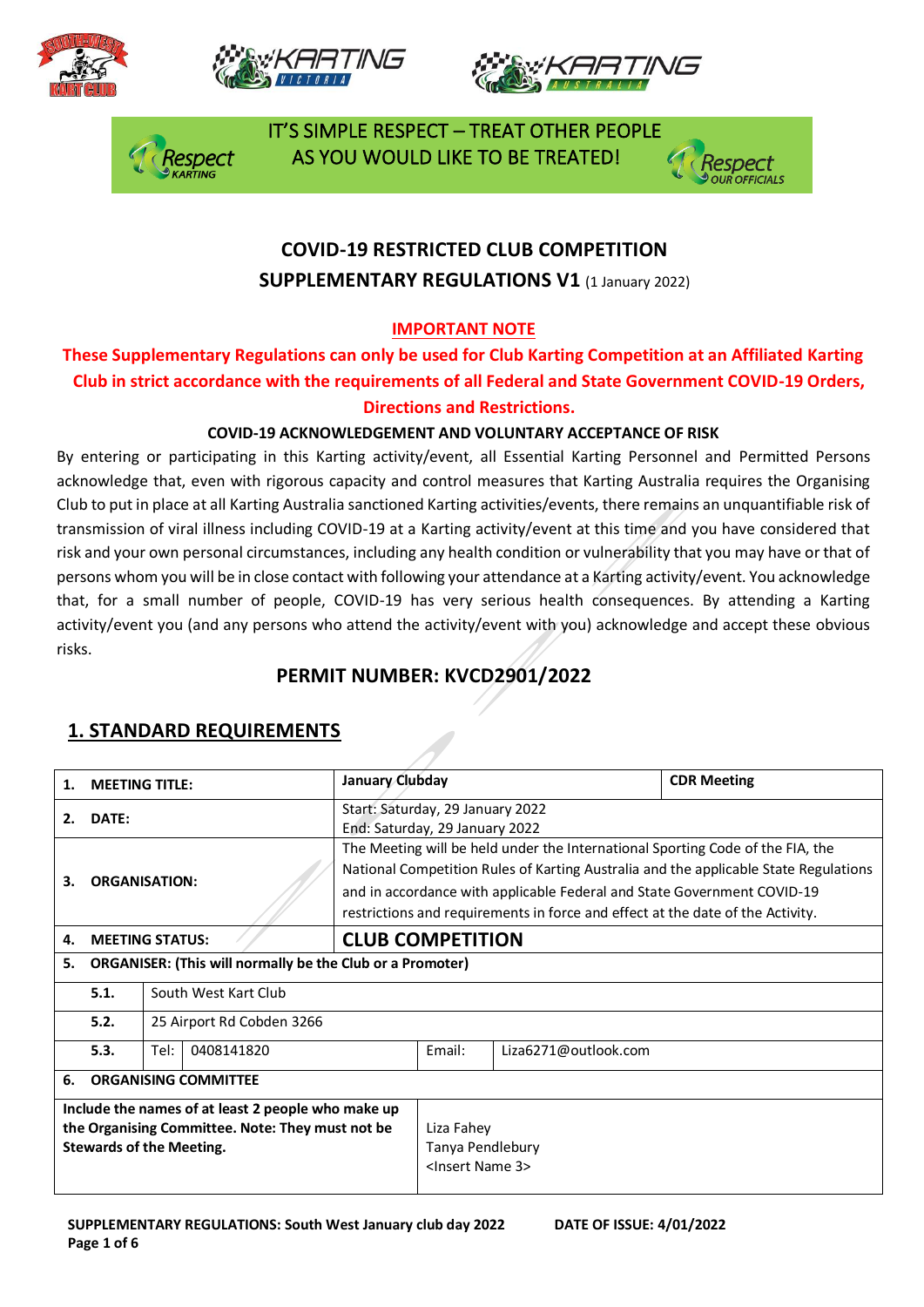IT'S SIMPLE RESPECT – TREAT OTHER PEOPLE AS YOU WOULD LIKE TO BE TREATED!

# COVID-19 RESTRICTED CLUB COMPETITION

## SUPPLEMENTARY REGULATIONS V1 (1 January 2022)

**IMPORTANT NOTE**

**These Supplementary Regulations can only be used for Club Karting Competition at an Affiliated Karting Club in strict accordance with the requirements of all Federal and State Government COVID-19 Orders, Directions and Restrictions.**

**COVID-19 ACKNOWLEDGEMENT AND VOLUNTARY ACCEPTANCE OF RISK**

By entering or participating in this Karting activity/event, all Essential Karting Personnel and Permitted Persons acknowledge that, even with rigorous capacity and control measures that Karting Australia requires the Organising Club to put in place at all Karting Australia sanctioned Karting activities/events, there remains an unquantifiable risk of transmission of viral illness including COVID-19 at a Karting activity/event at this time and you have considered that risk and your own personal circumstances, including any health condition or vulnerability that you may have or that of persons whom you will be in close contact with following your attendance at a Karting activity/event. You acknowledge that, for a small number of people, COVID-19 has very serious health consequences. By attending a Karting activity/event you (and any persons who attend the activity/event with you) acknowledge and accept these obvious risks.

## PERMIT NUMBER: KVCD2901/2022

## 1. STANDARD REQUIREMENTS

| | | | | | |
|---|---|---|---|---|---|
| **1. MEETING TITLE:** | | | **January Clubday** | | **CDR Meeting** |
| **2. DATE:** | | | Start: Saturday, 29 January 2022<br>End: Saturday, 29 January 2022 | | |
| **3. ORGANISATION:** | | | The Meeting will be held under the International Sporting Code of the FIA, the National Competition Rules of Karting Australia and the applicable State Regulations and in accordance with applicable Federal and State Government COVID-19 restrictions and requirements in force and effect at the date of the Activity. | | |
| **4. MEETING STATUS:** | | | **CLUB COMPETITION** | | |
| **5. ORGANISER: (This will normally be the Club or a Promoter)** | | | | | |
| **5.1.** | South West Kart Club | | | | |
| **5.2.** | 25 Airport Rd Cobden 3266 | | | | |
| **5.3.** | Tel: | 0408141820 | Email: | Liza6271@outlook.com | |
| **6. ORGANISING COMMITTEE** | | | | | |
| **Include the names of at least 2 people who make up the Organising Committee. Note: They must not be Stewards of the Meeting.** | | | Liza Fahey<br>Tanya Pendlebury<br><Insert Name 3> | | |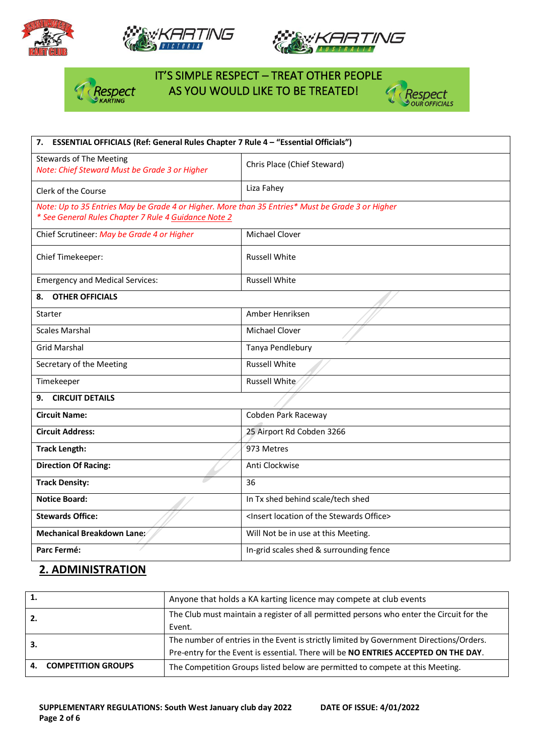IT'S SIMPLE RESPECT – TREAT OTHER PEOPLE AS YOU WOULD LIKE TO BE TREATED!

| 7. ESSENTIAL OFFICIALS (Ref: General Rules Chapter 7 Rule 4 – "Essential Officials") | |
|---|---|
| Stewards of The Meeting<br>*Note: Chief Steward Must be Grade 3 or Higher* | Chris Place (Chief Steward) |
| Clerk of the Course | Liza Fahey |
| *Note: Up to 35 Entries May be Grade 4 or Higher. More than 35 Entries\* Must be Grade 3 or Higher*<br>*\* See General Rules Chapter 7 Rule 4 Guidance Note 2* | |
| Chief Scrutineer: *May be Grade 4 or Higher* | Michael Clover |
| Chief Timekeeper: | Russell White |
| Emergency and Medical Services: | Russell White |
| **8. OTHER OFFICIALS** | |
| Starter | Amber Henriksen |
| Scales Marshal | Michael Clover |
| Grid Marshal | Tanya Pendlebury |
| Secretary of the Meeting | Russell White |
| Timekeeper | Russell White |
| **9. CIRCUIT DETAILS** | |
| **Circuit Name:** | Cobden Park Raceway |
| **Circuit Address:** | 25 Airport Rd Cobden 3266 |
| **Track Length:** | 973 Metres |
| **Direction Of Racing:** | Anti Clockwise |
| **Track Density:** | 36 |
| **Notice Board:** | In Tx shed behind scale/tech shed |
| **Stewards Office:** | <Insert location of the Stewards Office> |
| **Mechanical Breakdown Lane:** | Will Not be in use at this Meeting. |
| **Parc Fermé:** | In-grid scales shed & surrounding fence |

## 2. ADMINISTRATION

| | |
|---|---|
| **1.** | Anyone that holds a KA karting licence may compete at club events |
| **2.** | The Club must maintain a register of all permitted persons who enter the Circuit for the Event. |
| **3.** | The number of entries in the Event is strictly limited by Government Directions/Orders. Pre-entry for the Event is essential. There will be **NO ENTRIES ACCEPTED ON THE DAY**. |
| **4. COMPETITION GROUPS** | The Competition Groups listed below are permitted to compete at this Meeting. |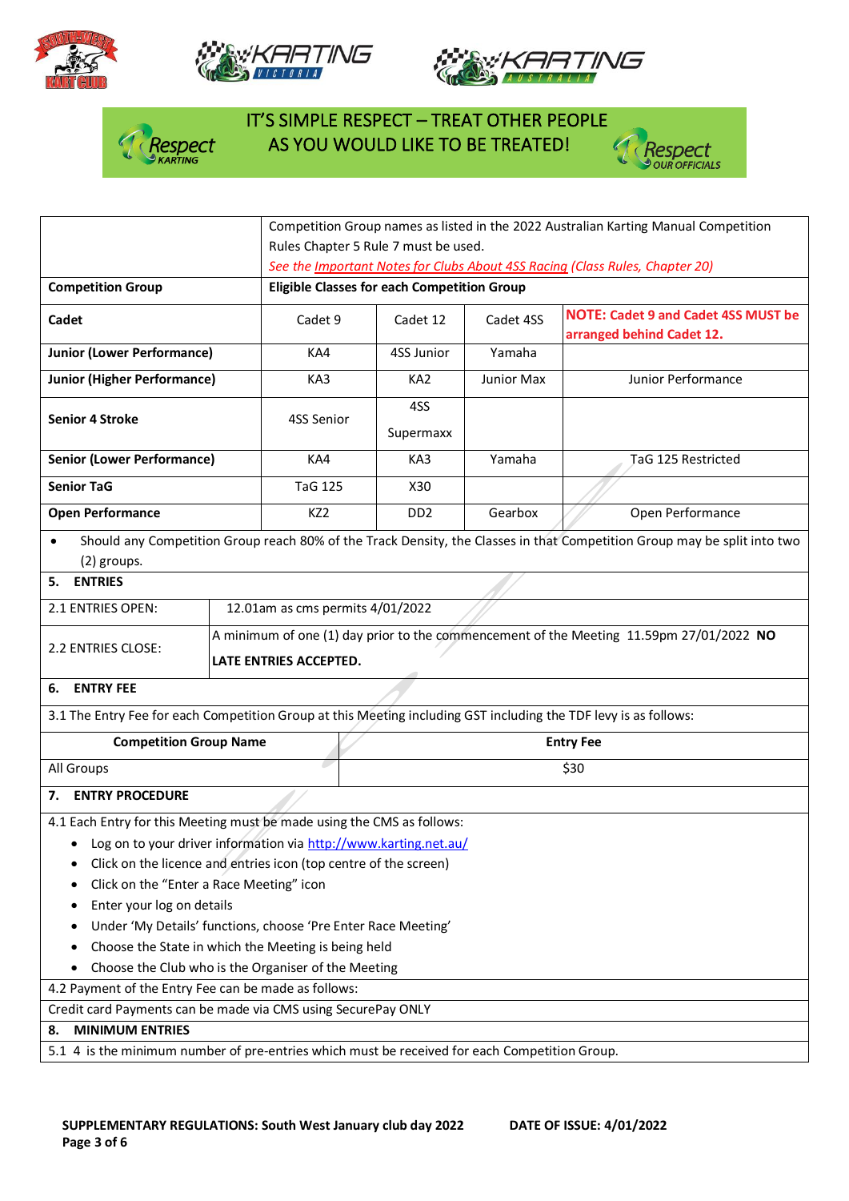IT'S SIMPLE RESPECT – TREAT OTHER PEOPLE AS YOU WOULD LIKE TO BE TREATED!

| | Competition Group names as listed in the 2022 Australian Karting Manual Competition Rules Chapter 5 Rule 7 must be used. *See the Important Notes for Clubs About 4SS Racing (Class Rules, Chapter 20)* | | | |
|---|---|---|---|---|
| **Competition Group** | **Eligible Classes for each Competition Group** | | | |
| **Cadet** | Cadet 9 | Cadet 12 | Cadet 4SS | **NOTE: Cadet 9 and Cadet 4SS MUST be arranged behind Cadet 12.** |
| **Junior (Lower Performance)** | KA4 | 4SS Junior | Yamaha | |
| **Junior (Higher Performance)** | KA3 | KA2 | Junior Max | Junior Performance |
| **Senior 4 Stroke** | 4SS Senior | 4SS Supermaxx | | |
| **Senior (Lower Performance)** | KA4 | KA3 | Yamaha | TaG 125 Restricted |
| **Senior TaG** | TaG 125 | X30 | | |
| **Open Performance** | KZ2 | DD2 | Gearbox | Open Performance |

- Should any Competition Group reach 80% of the Track Density, the Classes in that Competition Group may be split into two (2) groups.

## 5. ENTRIES

| | |
|---|---|
| 2.1 ENTRIES OPEN: | 12.01am as cms permits 4/01/2022 |
| 2.2 ENTRIES CLOSE: | A minimum of one (1) day prior to the commencement of the Meeting 11.59pm 27/01/2022 **NO LATE ENTRIES ACCEPTED.** |

## 6. ENTRY FEE

3.1 The Entry Fee for each Competition Group at this Meeting including GST including the TDF levy is as follows:

| Competition Group Name | Entry Fee |
|---|---|
| All Groups | $30 |

## 7. ENTRY PROCEDURE

4.1 Each Entry for this Meeting must be made using the CMS as follows:

- Log on to your driver information via http://www.karting.net.au/
- Click on the licence and entries icon (top centre of the screen)
- Click on the "Enter a Race Meeting" icon
- Enter your log on details
- Under 'My Details' functions, choose 'Pre Enter Race Meeting'
- Choose the State in which the Meeting is being held
- Choose the Club who is the Organiser of the Meeting

4.2 Payment of the Entry Fee can be made as follows:

Credit card Payments can be made via CMS using SecurePay ONLY

## 8. MINIMUM ENTRIES

5.1 4 is the minimum number of pre-entries which must be received for each Competition Group.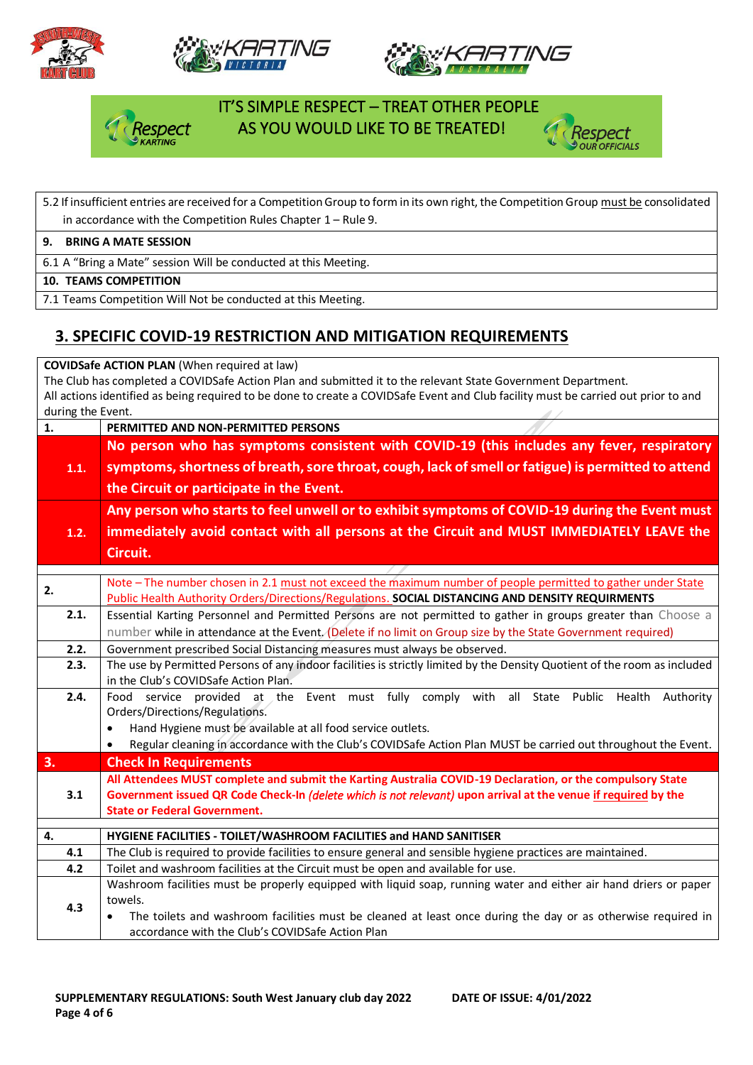IT'S SIMPLE RESPECT – TREAT OTHER PEOPLE AS YOU WOULD LIKE TO BE TREATED!

| |
|---|
| 5.2 If insufficient entries are received for a Competition Group to form in its own right, the Competition Group must be consolidated in accordance with the Competition Rules Chapter 1 – Rule 9. |
| **9. BRING A MATE SESSION** |
| 6.1 A "Bring a Mate" session Will be conducted at this Meeting. |
| **10. TEAMS COMPETITION** |
| 7.1 Teams Competition Will Not be conducted at this Meeting. |

## 3. SPECIFIC COVID-19 RESTRICTION AND MITIGATION REQUIREMENTS

**COVIDSafe ACTION PLAN** (When required at law)
The Club has completed a COVIDSafe Action Plan and submitted it to the relevant State Government Department.
All actions identified as being required to be done to create a COVIDSafe Event and Club facility must be carried out prior to and during the Event.

| | |
|---|---|
| **1.** | **PERMITTED AND NON-PERMITTED PERSONS** |
| **1.1.** | **No person who has symptoms consistent with COVID-19 (this includes any fever, respiratory symptoms, shortness of breath, sore throat, cough, lack of smell or fatigue) is permitted to attend the Circuit or participate in the Event.** |
| **1.2.** | **Any person who starts to feel unwell or to exhibit symptoms of COVID-19 during the Event must immediately avoid contact with all persons at the Circuit and MUST IMMEDIATELY LEAVE the Circuit.** |
| | |
| **2.** | Note – The number chosen in 2.1 must not exceed the maximum number of people permitted to gather under State Public Health Authority Orders/Directions/Regulations. **SOCIAL DISTANCING AND DENSITY REQUIRMENTS** |
| **2.1.** | Essential Karting Personnel and Permitted Persons are not permitted to gather in groups greater than Choose a number while in attendance at the Event. (Delete if no limit on Group size by the State Government required) |
| **2.2.** | Government prescribed Social Distancing measures must always be observed. |
| **2.3.** | The use by Permitted Persons of any indoor facilities is strictly limited by the Density Quotient of the room as included in the Club's COVIDSafe Action Plan. |
| **2.4.** | Food service provided at the Event must fully comply with all State Public Health Authority Orders/Directions/Regulations.<br>• Hand Hygiene must be available at all food service outlets.<br>• Regular cleaning in accordance with the Club's COVIDSafe Action Plan MUST be carried out throughout the Event. |
| **3.** | **Check In Requirements** |
| **3.1** | **All Attendees MUST complete and submit the Karting Australia COVID-19 Declaration, or the compulsory State Government issued QR Code Check-In *(delete which is not relevant)* upon arrival at the venue if required by the State or Federal Government.** |
| | |
| **4.** | **HYGIENE FACILITIES - TOILET/WASHROOM FACILITIES and HAND SANITISER** |
| **4.1** | The Club is required to provide facilities to ensure general and sensible hygiene practices are maintained. |
| **4.2** | Toilet and washroom facilities at the Circuit must be open and available for use. |
| **4.3** | Washroom facilities must be properly equipped with liquid soap, running water and either air hand driers or paper towels.<br>• The toilets and washroom facilities must be cleaned at least once during the day or as otherwise required in accordance with the Club's COVIDSafe Action Plan |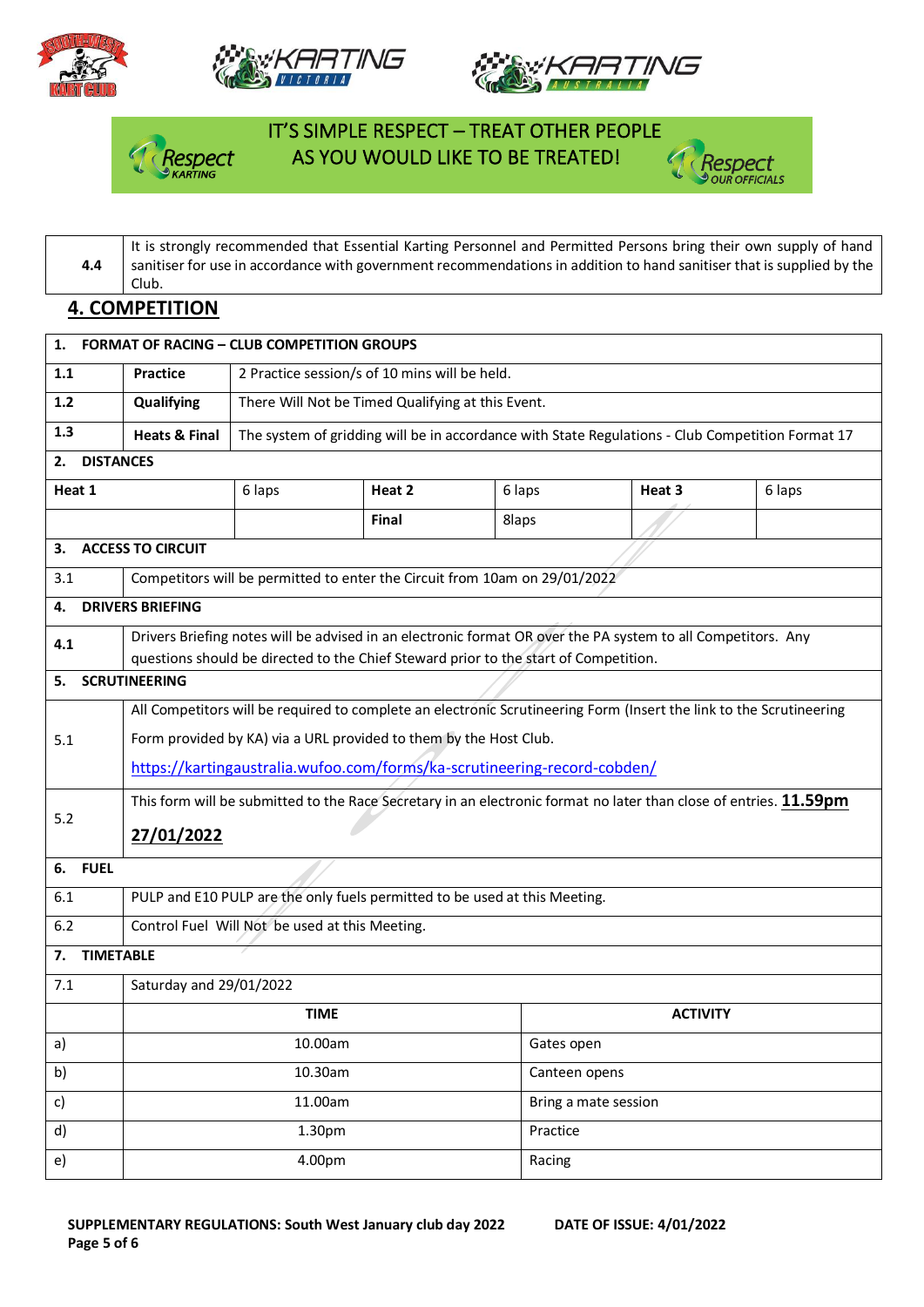IT'S SIMPLE RESPECT – TREAT OTHER PEOPLE AS YOU WOULD LIKE TO BE TREATED!

| | |
|---|---|
| 4.4 | It is strongly recommended that Essential Karting Personnel and Permitted Persons bring their own supply of hand sanitiser for use in accordance with government recommendations in addition to hand sanitiser that is supplied by the Club. |

## 4. COMPETITION

| | | | | | |
|---|---|---|---|---|---|
| **1. FORMAT OF RACING – CLUB COMPETITION GROUPS** | | | | | |
| **1.1** | **Practice** | 2 Practice session/s of 10 mins will be held. | | | |
| **1.2** | **Qualifying** | There Will Not be Timed Qualifying at this Event. | | | |
| **1.3** | **Heats & Final** | The system of gridding will be in accordance with State Regulations - Club Competition Format 17 | | | |
| **2. DISTANCES** | | | | | |
| **Heat 1** | 6 laps | **Heat 2** | 6 laps | **Heat 3** | 6 laps |
| | | **Final** | 8laps | | |

| | |
|---|---|
| **3. ACCESS TO CIRCUIT** | |
| 3.1 | Competitors will be permitted to enter the Circuit from 10am on 29/01/2022 |
| **4. DRIVERS BRIEFING** | |
| 4.1 | Drivers Briefing notes will be advised in an electronic format OR over the PA system to all Competitors. Any questions should be directed to the Chief Steward prior to the start of Competition. |
| **5. SCRUTINEERING** | |
| 5.1 | All Competitors will be required to complete an electronic Scrutineering Form (Insert the link to the Scrutineering Form provided by KA) via a URL provided to them by the Host Club. https://kartingaustralia.wufoo.com/forms/ka-scrutineering-record-cobden/ |
| 5.2 | This form will be submitted to the Race Secretary in an electronic format no later than close of entries. **11.59pm 27/01/2022** |
| **6. FUEL** | |
| 6.1 | PULP and E10 PULP are the only fuels permitted to be used at this Meeting. |
| 6.2 | Control Fuel Will Not be used at this Meeting. |
| **7. TIMETABLE** | |
| 7.1 | Saturday and 29/01/2022 |

| | TIME | ACTIVITY |
|---|---|---|
| a) | 10.00am | Gates open |
| b) | 10.30am | Canteen opens |
| c) | 11.00am | Bring a mate session |
| d) | 1.30pm | Practice |
| e) | 4.00pm | Racing |

**SUPPLEMENTARY REGULATIONS: South West January club day 2022** **DATE OF ISSUE: 4/01/2022**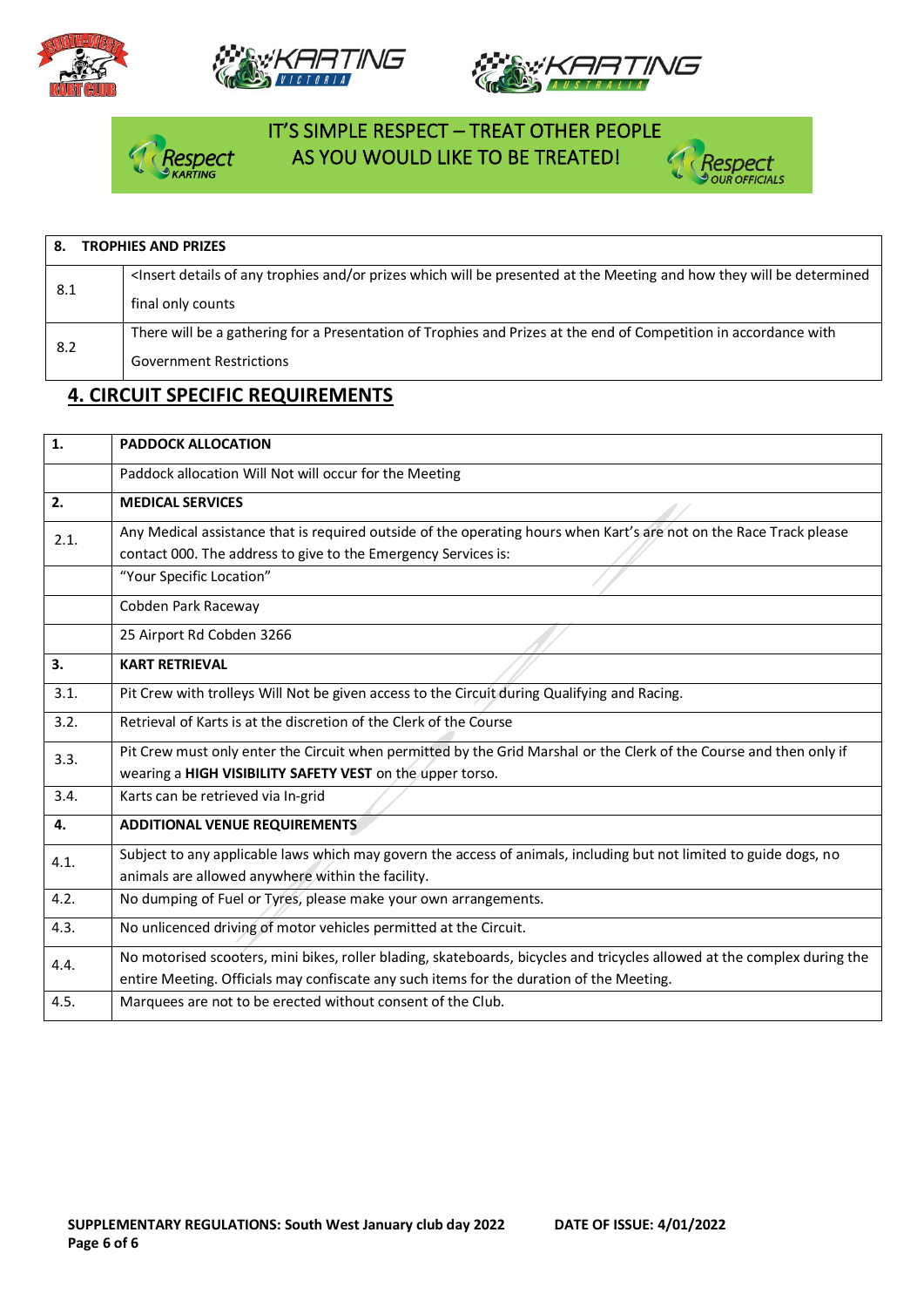IT'S SIMPLE RESPECT – TREAT OTHER PEOPLE AS YOU WOULD LIKE TO BE TREATED!

| 8. | TROPHIES AND PRIZES |
|---|---|
| 8.1 | <Insert details of any trophies and/or prizes which will be presented at the Meeting and how they will be determined final only counts |
| 8.2 | There will be a gathering for a Presentation of Trophies and Prizes at the end of Competition in accordance with Government Restrictions |

## 4. CIRCUIT SPECIFIC REQUIREMENTS

| 1. | PADDOCK ALLOCATION |
|---|---|
| | Paddock allocation Will Not will occur for the Meeting |
| **2.** | **MEDICAL SERVICES** |
| 2.1. | Any Medical assistance that is required outside of the operating hours when Kart's are not on the Race Track please contact 000. The address to give to the Emergency Services is: |
| | "Your Specific Location" |
| | Cobden Park Raceway |
| | 25 Airport Rd Cobden 3266 |
| **3.** | **KART RETRIEVAL** |
| 3.1. | Pit Crew with trolleys Will Not be given access to the Circuit during Qualifying and Racing. |
| 3.2. | Retrieval of Karts is at the discretion of the Clerk of the Course |
| 3.3. | Pit Crew must only enter the Circuit when permitted by the Grid Marshal or the Clerk of the Course and then only if wearing a **HIGH VISIBILITY SAFETY VEST** on the upper torso. |
| 3.4. | Karts can be retrieved via In-grid |
| **4.** | **ADDITIONAL VENUE REQUIREMENTS** |
| 4.1. | Subject to any applicable laws which may govern the access of animals, including but not limited to guide dogs, no animals are allowed anywhere within the facility. |
| 4.2. | No dumping of Fuel or Tyres, please make your own arrangements. |
| 4.3. | No unlicenced driving of motor vehicles permitted at the Circuit. |
| 4.4. | No motorised scooters, mini bikes, roller blading, skateboards, bicycles and tricycles allowed at the complex during the entire Meeting. Officials may confiscate any such items for the duration of the Meeting. |
| 4.5. | Marquees are not to be erected without consent of the Club. |